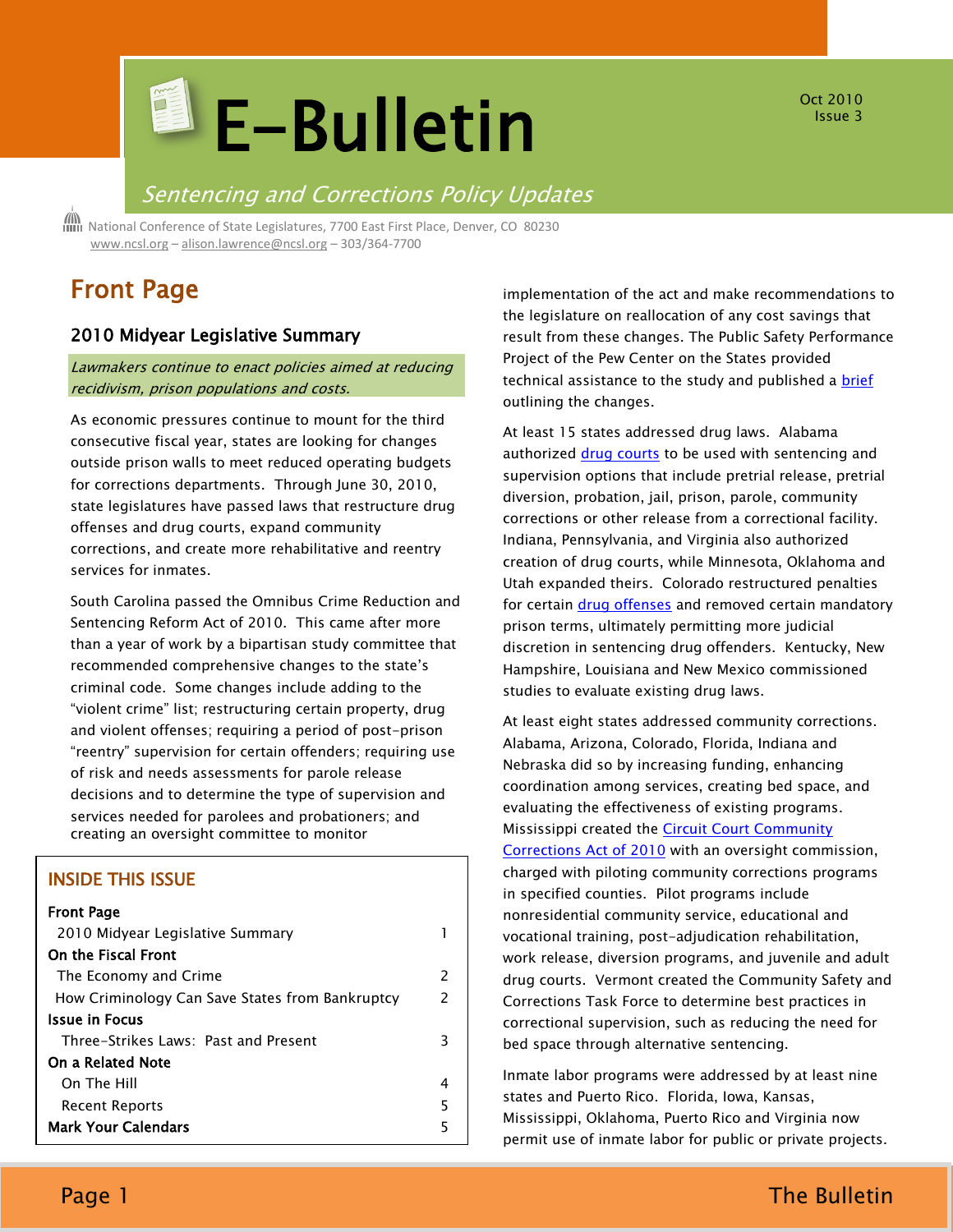# E-Bulletin

Oct 2010
Issue 3

*Sentencing and Corrections Policy Updates*

National Conference of State Legislatures, 7700 East First Place, Denver, CO 80230
www.ncsl.org – alison.lawrence@ncsl.org – 303/364-7700

## Front Page

### 2010 Midyear Legislative Summary

*Lawmakers continue to enact policies aimed at reducing recidivism, prison populations and costs.*

As economic pressures continue to mount for the third consecutive fiscal year, states are looking for changes outside prison walls to meet reduced operating budgets for corrections departments. Through June 30, 2010, state legislatures have passed laws that restructure drug offenses and drug courts, expand community corrections, and create more rehabilitative and reentry services for inmates.

South Carolina passed the Omnibus Crime Reduction and Sentencing Reform Act of 2010. This came after more than a year of work by a bipartisan study committee that recommended comprehensive changes to the state's criminal code. Some changes include adding to the "violent crime" list; restructuring certain property, drug and violent offenses; requiring a period of post-prison "reentry" supervision for certain offenders; requiring use of risk and needs assessments for parole release decisions and to determine the type of supervision and services needed for parolees and probationers; and creating an oversight committee to monitor implementation of the act and make recommendations to the legislature on reallocation of any cost savings that result from these changes. The Public Safety Performance Project of the Pew Center on the States provided technical assistance to the study and published a brief outlining the changes.

At least 15 states addressed drug laws. Alabama authorized drug courts to be used with sentencing and supervision options that include pretrial release, pretrial diversion, probation, jail, prison, parole, community corrections or other release from a correctional facility. Indiana, Pennsylvania, and Virginia also authorized creation of drug courts, while Minnesota, Oklahoma and Utah expanded theirs. Colorado restructured penalties for certain drug offenses and removed certain mandatory prison terms, ultimately permitting more judicial discretion in sentencing drug offenders. Kentucky, New Hampshire, Louisiana and New Mexico commissioned studies to evaluate existing drug laws.

At least eight states addressed community corrections. Alabama, Arizona, Colorado, Florida, Indiana and Nebraska did so by increasing funding, enhancing coordination among services, creating bed space, and evaluating the effectiveness of existing programs. Mississippi created the Circuit Court Community Corrections Act of 2010 with an oversight commission, charged with piloting community corrections programs in specified counties. Pilot programs include nonresidential community service, educational and vocational training, post-adjudication rehabilitation, work release, diversion programs, and juvenile and adult drug courts. Vermont created the Community Safety and Corrections Task Force to determine best practices in correctional supervision, such as reducing the need for bed space through alternative sentencing.

Inmate labor programs were addressed by at least nine states and Puerto Rico. Florida, Iowa, Kansas, Mississippi, Oklahoma, Puerto Rico and Virginia now permit use of inmate labor for public or private projects.

### INSIDE THIS ISSUE

| | |
|---|---|
| **Front Page** | |
| 2010 Midyear Legislative Summary | 1 |
| **On the Fiscal Front** | |
| The Economy and Crime | 2 |
| How Criminology Can Save States from Bankruptcy | 2 |
| **Issue in Focus** | |
| Three-Strikes Laws: Past and Present | 3 |
| **On a Related Note** | |
| On The Hill | 4 |
| Recent Reports | 5 |
| **Mark Your Calendars** | 5 |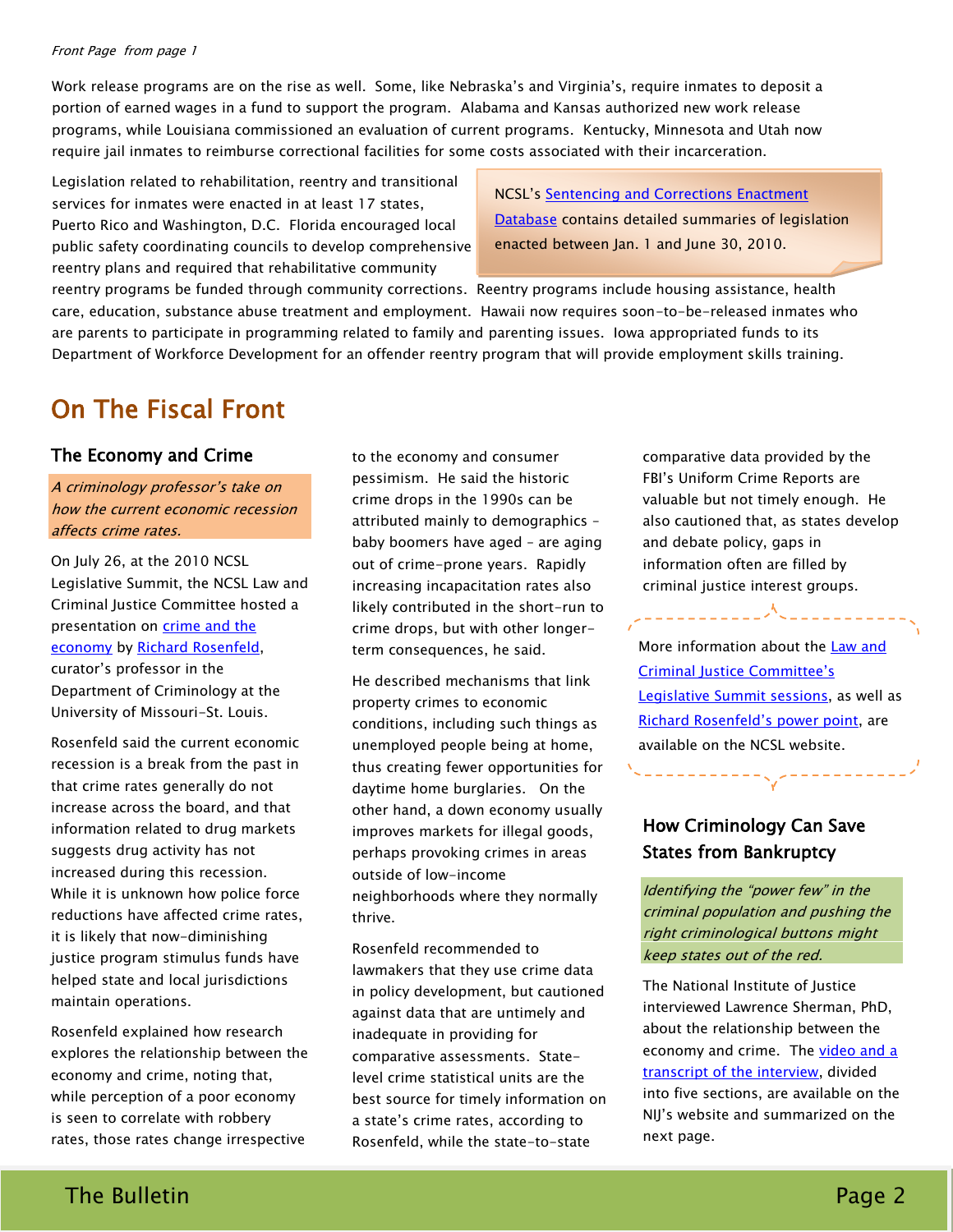*Front Page from page 1*

Work release programs are on the rise as well. Some, like Nebraska's and Virginia's, require inmates to deposit a portion of earned wages in a fund to support the program. Alabama and Kansas authorized new work release programs, while Louisiana commissioned an evaluation of current programs. Kentucky, Minnesota and Utah now require jail inmates to reimburse correctional facilities for some costs associated with their incarceration.

Legislation related to rehabilitation, reentry and transitional services for inmates were enacted in at least 17 states, Puerto Rico and Washington, D.C. Florida encouraged local public safety coordinating councils to develop comprehensive reentry plans and required that rehabilitative community reentry programs be funded through community corrections. Reentry programs include housing assistance, health care, education, substance abuse treatment and employment. Hawaii now requires soon-to-be-released inmates who are parents to participate in programming related to family and parenting issues. Iowa appropriated funds to its Department of Workforce Development for an offender reentry program that will provide employment skills training.

> NCSL's Sentencing and Corrections Enactment Database contains detailed summaries of legislation enacted between Jan. 1 and June 30, 2010.

# On The Fiscal Front

## The Economy and Crime

*A criminology professor's take on how the current economic recession affects crime rates.*

On July 26, at the 2010 NCSL Legislative Summit, the NCSL Law and Criminal Justice Committee hosted a presentation on crime and the economy by Richard Rosenfeld, curator's professor in the Department of Criminology at the University of Missouri-St. Louis.

Rosenfeld said the current economic recession is a break from the past in that crime rates generally do not increase across the board, and that information related to drug markets suggests drug activity has not increased during this recession. While it is unknown how police force reductions have affected crime rates, it is likely that now-diminishing justice program stimulus funds have helped state and local jurisdictions maintain operations.

Rosenfeld explained how research explores the relationship between the economy and crime, noting that, while perception of a poor economy is seen to correlate with robbery rates, those rates change irrespective to the economy and consumer pessimism. He said the historic crime drops in the 1990s can be attributed mainly to demographics – baby boomers have aged – are aging out of crime-prone years. Rapidly increasing incapacitation rates also likely contributed in the short-run to crime drops, but with other longer-term consequences, he said.

He described mechanisms that link property crimes to economic conditions, including such things as unemployed people being at home, thus creating fewer opportunities for daytime home burglaries. On the other hand, a down economy usually improves markets for illegal goods, perhaps provoking crimes in areas outside of low-income neighborhoods where they normally thrive.

Rosenfeld recommended to lawmakers that they use crime data in policy development, but cautioned against data that are untimely and inadequate in providing for comparative assessments. State-level crime statistical units are the best source for timely information on a state's crime rates, according to Rosenfeld, while the state-to-state comparative data provided by the FBI's Uniform Crime Reports are valuable but not timely enough. He also cautioned that, as states develop and debate policy, gaps in information often are filled by criminal justice interest groups.

> More information about the Law and Criminal Justice Committee's Legislative Summit sessions, as well as Richard Rosenfeld's power point, are available on the NCSL website.

## How Criminology Can Save States from Bankruptcy

*Identifying the "power few" in the criminal population and pushing the right criminological buttons might keep states out of the red.*

The National Institute of Justice interviewed Lawrence Sherman, PhD, about the relationship between the economy and crime. The video and a transcript of the interview, divided into five sections, are available on the NIJ's website and summarized on the next page.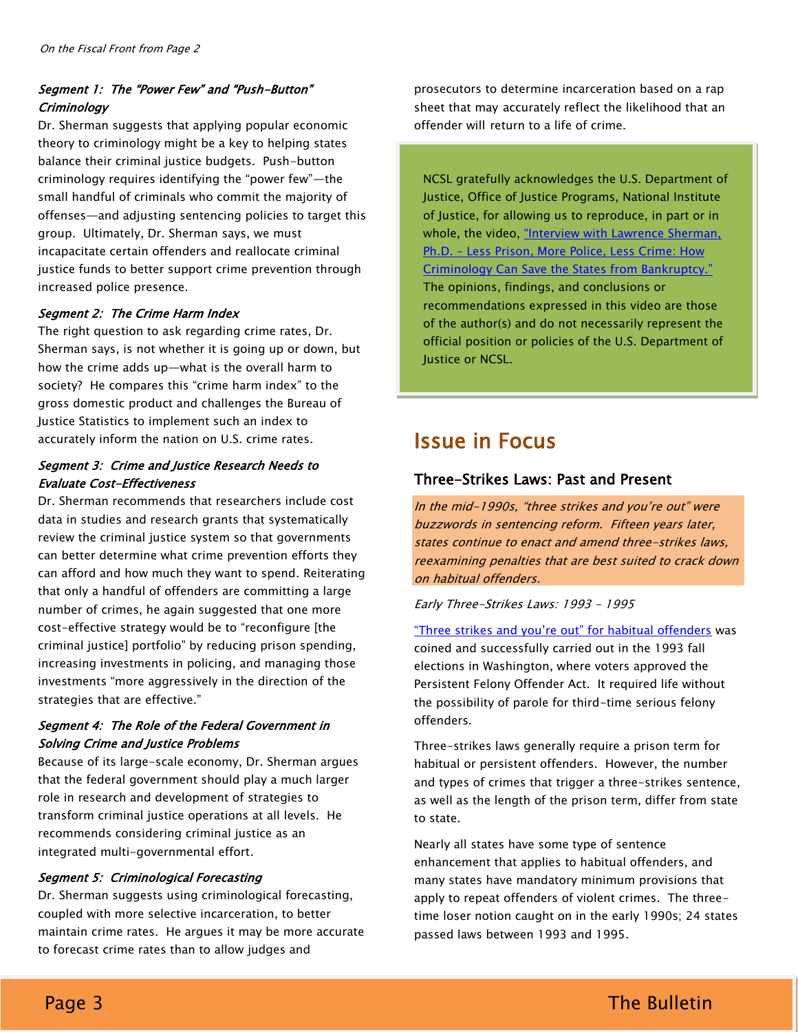*On the Fiscal Front from Page 2*

#### *Segment 1: The "Power Few" and "Push-Button" Criminology*

Dr. Sherman suggests that applying popular economic theory to criminology might be a key to helping states balance their criminal justice budgets. Push-button criminology requires identifying the "power few"—the small handful of criminals who commit the majority of offenses—and adjusting sentencing policies to target this group. Ultimately, Dr. Sherman says, we must incapacitate certain offenders and reallocate criminal justice funds to better support crime prevention through increased police presence.

#### *Segment 2: The Crime Harm Index*

The right question to ask regarding crime rates, Dr. Sherman says, is not whether it is going up or down, but how the crime adds up—what is the overall harm to society? He compares this "crime harm index" to the gross domestic product and challenges the Bureau of Justice Statistics to implement such an index to accurately inform the nation on U.S. crime rates.

#### *Segment 3: Crime and Justice Research Needs to Evaluate Cost-Effectiveness*

Dr. Sherman recommends that researchers include cost data in studies and research grants that systematically review the criminal justice system so that governments can better determine what crime prevention efforts they can afford and how much they want to spend. Reiterating that only a handful of offenders are committing a large number of crimes, he again suggested that one more cost-effective strategy would be to "reconfigure [the criminal justice] portfolio" by reducing prison spending, increasing investments in policing, and managing those investments "more aggressively in the direction of the strategies that are effective."

#### *Segment 4: The Role of the Federal Government in Solving Crime and Justice Problems*

Because of its large-scale economy, Dr. Sherman argues that the federal government should play a much larger role in research and development of strategies to transform criminal justice operations at all levels. He recommends considering criminal justice as an integrated multi-governmental effort.

#### *Segment 5: Criminological Forecasting*

Dr. Sherman suggests using criminological forecasting, coupled with more selective incarceration, to better maintain crime rates. He argues it may be more accurate to forecast crime rates than to allow judges and prosecutors to determine incarceration based on a rap sheet that may accurately reflect the likelihood that an offender will return to a life of crime.

> NCSL gratefully acknowledges the U.S. Department of Justice, Office of Justice Programs, National Institute of Justice, for allowing us to reproduce, in part or in whole, the video, "Interview with Lawrence Sherman, Ph.D. – Less Prison, More Police, Less Crime: How Criminology Can Save the States from Bankruptcy." The opinions, findings, and conclusions or recommendations expressed in this video are those of the author(s) and do not necessarily represent the official position or policies of the U.S. Department of Justice or NCSL.

## Issue in Focus

### Three-Strikes Laws: Past and Present

*In the mid-1990s, "three strikes and you're out" were buzzwords in sentencing reform. Fifteen years later, states continue to enact and amend three-strikes laws, reexamining penalties that are best suited to crack down on habitual offenders.*

*Early Three-Strikes Laws: 1993 – 1995*

"Three strikes and you're out" for habitual offenders was coined and successfully carried out in the 1993 fall elections in Washington, where voters approved the Persistent Felony Offender Act. It required life without the possibility of parole for third-time serious felony offenders.

Three-strikes laws generally require a prison term for habitual or persistent offenders. However, the number and types of crimes that trigger a three-strikes sentence, as well as the length of the prison term, differ from state to state.

Nearly all states have some type of sentence enhancement that applies to habitual offenders, and many states have mandatory minimum provisions that apply to repeat offenders of violent crimes. The three-time loser notion caught on in the early 1990s; 24 states passed laws between 1993 and 1995.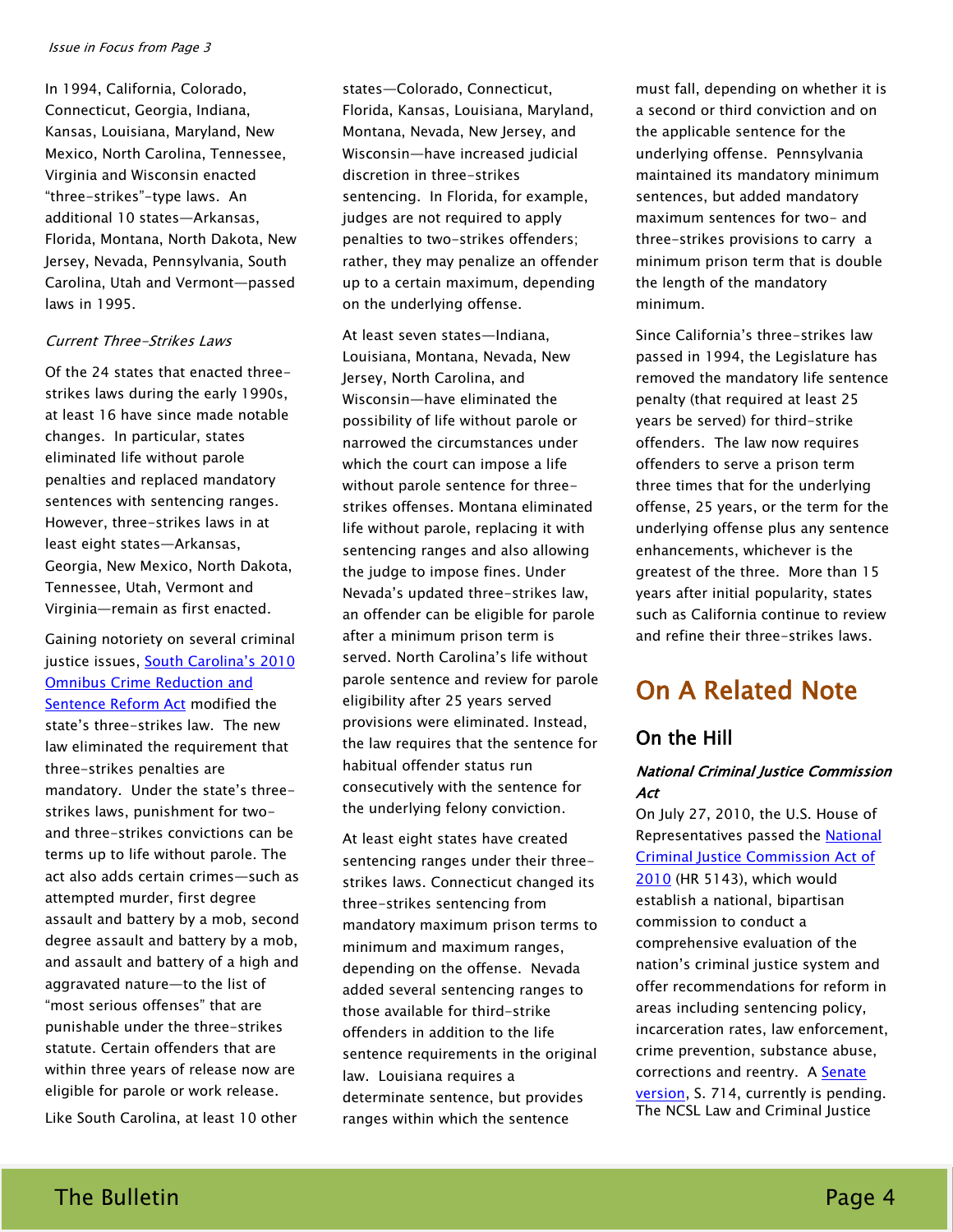In 1994, California, Colorado, Connecticut, Georgia, Indiana, Kansas, Louisiana, Maryland, New Mexico, North Carolina, Tennessee, Virginia and Wisconsin enacted "three-strikes"-type laws. An additional 10 states—Arkansas, Florida, Montana, North Dakota, New Jersey, Nevada, Pennsylvania, South Carolina, Utah and Vermont—passed laws in 1995.

*Current Three-Strikes Laws*

Of the 24 states that enacted three-strikes laws during the early 1990s, at least 16 have since made notable changes. In particular, states eliminated life without parole penalties and replaced mandatory sentences with sentencing ranges. However, three-strikes laws in at least eight states—Arkansas, Georgia, New Mexico, North Dakota, Tennessee, Utah, Vermont and Virginia—remain as first enacted.

Gaining notoriety on several criminal justice issues, South Carolina's 2010 Omnibus Crime Reduction and Sentence Reform Act modified the state's three-strikes law. The new law eliminated the requirement that three-strikes penalties are mandatory. Under the state's three-strikes laws, punishment for two- and three-strikes convictions can be terms up to life without parole. The act also adds certain crimes—such as attempted murder, first degree assault and battery by a mob, second degree assault and battery by a mob, and assault and battery of a high and aggravated nature—to the list of "most serious offenses" that are punishable under the three-strikes statute. Certain offenders that are within three years of release now are eligible for parole or work release.

Like South Carolina, at least 10 other states—Colorado, Connecticut, Florida, Kansas, Louisiana, Maryland, Montana, Nevada, New Jersey, and Wisconsin—have increased judicial discretion in three-strikes sentencing. In Florida, for example, judges are not required to apply penalties to two-strikes offenders; rather, they may penalize an offender up to a certain maximum, depending on the underlying offense.

At least seven states—Indiana, Louisiana, Montana, Nevada, New Jersey, North Carolina, and Wisconsin—have eliminated the possibility of life without parole or narrowed the circumstances under which the court can impose a life without parole sentence for three-strikes offenses. Montana eliminated life without parole, replacing it with sentencing ranges and also allowing the judge to impose fines. Under Nevada's updated three-strikes law, an offender can be eligible for parole after a minimum prison term is served. North Carolina's life without parole sentence and review for parole eligibility after 25 years served provisions were eliminated. Instead, the law requires that the sentence for habitual offender status run consecutively with the sentence for the underlying felony conviction.

At least eight states have created sentencing ranges under their three-strikes laws. Connecticut changed its three-strikes sentencing from mandatory maximum prison terms to minimum and maximum ranges, depending on the offense. Nevada added several sentencing ranges to those available for third-strike offenders in addition to the life sentence requirements in the original law. Louisiana requires a determinate sentence, but provides ranges within which the sentence must fall, depending on whether it is a second or third conviction and on the applicable sentence for the underlying offense. Pennsylvania maintained its mandatory minimum sentences, but added mandatory maximum sentences for two- and three-strikes provisions to carry a minimum prison term that is double the length of the mandatory minimum.

Since California's three-strikes law passed in 1994, the Legislature has removed the mandatory life sentence penalty (that required at least 25 years be served) for third-strike offenders. The law now requires offenders to serve a prison term three times that for the underlying offense, 25 years, or the term for the underlying offense plus any sentence enhancements, whichever is the greatest of the three. More than 15 years after initial popularity, states such as California continue to review and refine their three-strikes laws.

# On A Related Note

## On the Hill

### *National Criminal Justice Commission Act*

On July 27, 2010, the U.S. House of Representatives passed the National Criminal Justice Commission Act of 2010 (HR 5143), which would establish a national, bipartisan commission to conduct a comprehensive evaluation of the nation's criminal justice system and offer recommendations for reform in areas including sentencing policy, incarceration rates, law enforcement, crime prevention, substance abuse, corrections and reentry. A Senate version, S. 714, currently is pending. The NCSL Law and Criminal Justice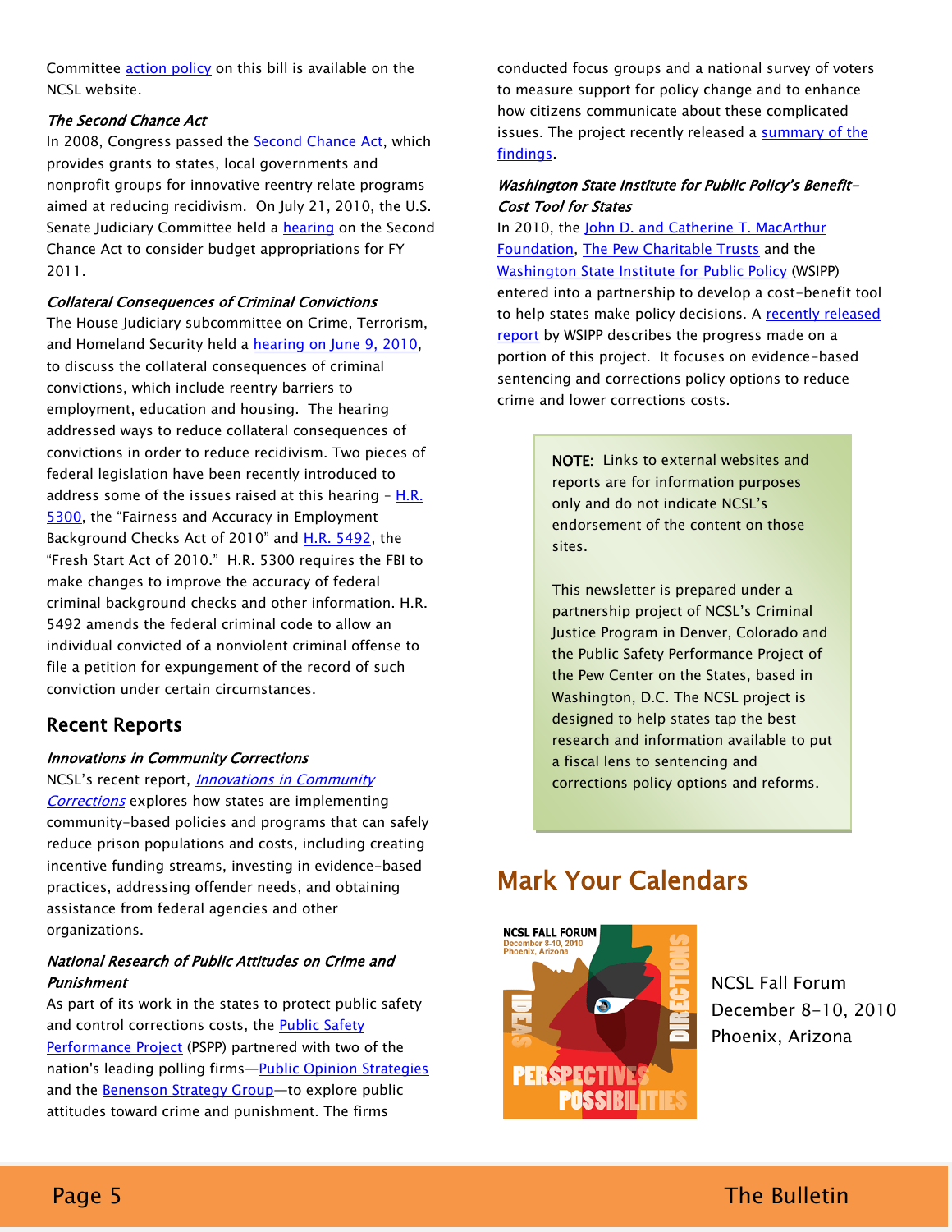Committee action policy on this bill is available on the NCSL website.

*The Second Chance Act*

In 2008, Congress passed the Second Chance Act, which provides grants to states, local governments and nonprofit groups for innovative reentry relate programs aimed at reducing recidivism. On July 21, 2010, the U.S. Senate Judiciary Committee held a hearing on the Second Chance Act to consider budget appropriations for FY 2011.

*Collateral Consequences of Criminal Convictions*

The House Judiciary subcommittee on Crime, Terrorism, and Homeland Security held a hearing on June 9, 2010, to discuss the collateral consequences of criminal convictions, which include reentry barriers to employment, education and housing. The hearing addressed ways to reduce collateral consequences of convictions in order to reduce recidivism. Two pieces of federal legislation have been recently introduced to address some of the issues raised at this hearing – H.R. 5300, the "Fairness and Accuracy in Employment Background Checks Act of 2010" and H.R. 5492, the "Fresh Start Act of 2010." H.R. 5300 requires the FBI to make changes to improve the accuracy of federal criminal background checks and other information. H.R. 5492 amends the federal criminal code to allow an individual convicted of a nonviolent criminal offense to file a petition for expungement of the record of such conviction under certain circumstances.

## Recent Reports

*Innovations in Community Corrections*

NCSL's recent report, *Innovations in Community Corrections* explores how states are implementing community-based policies and programs that can safely reduce prison populations and costs, including creating incentive funding streams, investing in evidence-based practices, addressing offender needs, and obtaining assistance from federal agencies and other organizations.

*National Research of Public Attitudes on Crime and Punishment*

As part of its work in the states to protect public safety and control corrections costs, the Public Safety Performance Project (PSPP) partnered with two of the nation's leading polling firms—Public Opinion Strategies and the Benenson Strategy Group—to explore public attitudes toward crime and punishment. The firms conducted focus groups and a national survey of voters to measure support for policy change and to enhance how citizens communicate about these complicated issues. The project recently released a summary of the findings.

*Washington State Institute for Public Policy's Benefit-Cost Tool for States*

In 2010, the John D. and Catherine T. MacArthur Foundation, The Pew Charitable Trusts and the Washington State Institute for Public Policy (WSIPP) entered into a partnership to develop a cost-benefit tool to help states make policy decisions. A recently released report by WSIPP describes the progress made on a portion of this project. It focuses on evidence-based sentencing and corrections policy options to reduce crime and lower corrections costs.

NOTE: Links to external websites and reports are for information purposes only and do not indicate NCSL's endorsement of the content on those sites.

This newsletter is prepared under a partnership project of NCSL's Criminal Justice Program in Denver, Colorado and the Public Safety Performance Project of the Pew Center on the States, based in Washington, D.C. The NCSL project is designed to help states tap the best research and information available to put a fiscal lens to sentencing and corrections policy options and reforms.

## Mark Your Calendars

NCSL FALL FORUM
December 8-10, 2010
Phoenix, Arizona
IDEAS DIRECTIONS PERSPECTIVES POSSIBILITIES

NCSL Fall Forum
December 8-10, 2010
Phoenix, Arizona